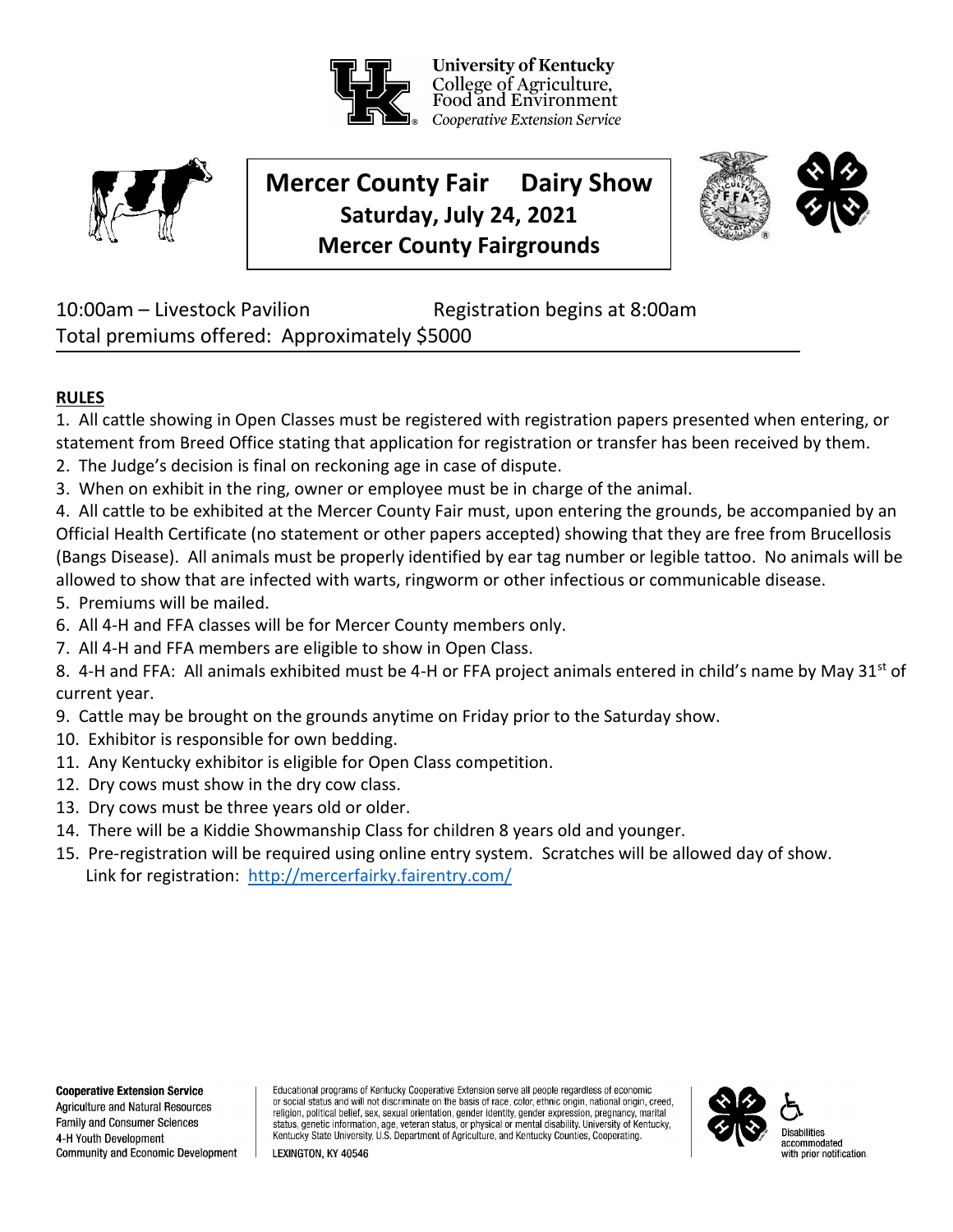University of Kentucky
College of Agriculture, Food and Environment
*Cooperative Extension Service*

# Mercer County Fair Dairy Show
## Saturday, July 24, 2021
## Mercer County Fairgrounds

10:00am – Livestock Pavilion Registration begins at 8:00am
Total premiums offered: Approximately $5000

**RULES**

1. All cattle showing in Open Classes must be registered with registration papers presented when entering, or statement from Breed Office stating that application for registration or transfer has been received by them.
2. The Judge's decision is final on reckoning age in case of dispute.
3. When on exhibit in the ring, owner or employee must be in charge of the animal.
4. All cattle to be exhibited at the Mercer County Fair must, upon entering the grounds, be accompanied by an Official Health Certificate (no statement or other papers accepted) showing that they are free from Brucellosis (Bangs Disease). All animals must be properly identified by ear tag number or legible tattoo. No animals will be allowed to show that are infected with warts, ringworm or other infectious or communicable disease.
5. Premiums will be mailed.
6. All 4-H and FFA classes will be for Mercer County members only.
7. All 4-H and FFA members are eligible to show in Open Class.
8. 4-H and FFA: All animals exhibited must be 4-H or FFA project animals entered in child's name by May 31st of current year.
9. Cattle may be brought on the grounds anytime on Friday prior to the Saturday show.
10. Exhibitor is responsible for own bedding.
11. Any Kentucky exhibitor is eligible for Open Class competition.
12. Dry cows must show in the dry cow class.
13. Dry cows must be three years old or older.
14. There will be a Kiddie Showmanship Class for children 8 years old and younger.
15. Pre-registration will be required using online entry system. Scratches will be allowed day of show.
    Link for registration: http://mercerfairky.fairentry.com/

**Cooperative Extension Service**
Agriculture and Natural Resources
Family and Consumer Sciences
4-H Youth Development
Community and Economic Development

Educational programs of Kentucky Cooperative Extension serve all people regardless of economic or social status and will not discriminate on the basis of race, color, ethnic origin, national origin, creed, religion, political belief, sex, sexual orientation, gender identity, gender expression, pregnancy, marital status, genetic information, age, veteran status, or physical or mental disability. University of Kentucky, Kentucky State University, U.S. Department of Agriculture, and Kentucky Counties, Cooperating.

LEXINGTON, KY 40546

Disabilities accommodated with prior notification.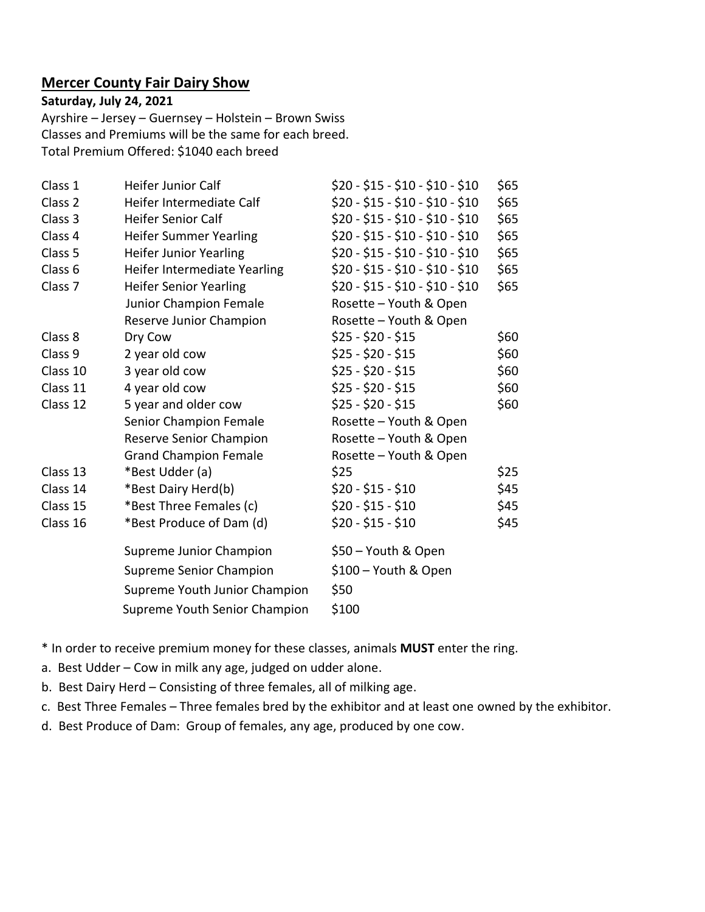## Mercer County Fair Dairy Show

**Saturday, July 24, 2021**

Ayrshire – Jersey – Guernsey – Holstein – Brown Swiss
Classes and Premiums will be the same for each breed.
Total Premium Offered: $1040 each breed

| | | | |
|---|---|---|---|
| Class 1 | Heifer Junior Calf | $20 - $15 - $10 - $10 - $10 | $65 |
| Class 2 | Heifer Intermediate Calf | $20 - $15 - $10 - $10 - $10 | $65 |
| Class 3 | Heifer Senior Calf | $20 - $15 - $10 - $10 - $10 | $65 |
| Class 4 | Heifer Summer Yearling | $20 - $15 - $10 - $10 - $10 | $65 |
| Class 5 | Heifer Junior Yearling | $20 - $15 - $10 - $10 - $10 | $65 |
| Class 6 | Heifer Intermediate Yearling | $20 - $15 - $10 - $10 - $10 | $65 |
| Class 7 | Heifer Senior Yearling | $20 - $15 - $10 - $10 - $10 | $65 |
| | Junior Champion Female | Rosette – Youth & Open | |
| | Reserve Junior Champion | Rosette – Youth & Open | |
| Class 8 | Dry Cow | $25 - $20 - $15 | $60 |
| Class 9 | 2 year old cow | $25 - $20 - $15 | $60 |
| Class 10 | 3 year old cow | $25 - $20 - $15 | $60 |
| Class 11 | 4 year old cow | $25 - $20 - $15 | $60 |
| Class 12 | 5 year and older cow | $25 - $20 - $15 | $60 |
| | Senior Champion Female | Rosette – Youth & Open | |
| | Reserve Senior Champion | Rosette – Youth & Open | |
| | Grand Champion Female | Rosette – Youth & Open | |
| Class 13 | *Best Udder (a) | $25 | $25 |
| Class 14 | *Best Dairy Herd(b) | $20 - $15 - $10 | $45 |
| Class 15 | *Best Three Females (c) | $20 - $15 - $10 | $45 |
| Class 16 | *Best Produce of Dam (d) | $20 - $15 - $10 | $45 |
| | Supreme Junior Champion | $50 – Youth & Open | |
| | Supreme Senior Champion | $100 – Youth & Open | |
| | Supreme Youth Junior Champion | $50 | |
| | Supreme Youth Senior Champion | $100 | |

* In order to receive premium money for these classes, animals **MUST** enter the ring.

a. Best Udder – Cow in milk any age, judged on udder alone.

b. Best Dairy Herd – Consisting of three females, all of milking age.

c. Best Three Females – Three females bred by the exhibitor and at least one owned by the exhibitor.

d. Best Produce of Dam: Group of females, any age, produced by one cow.